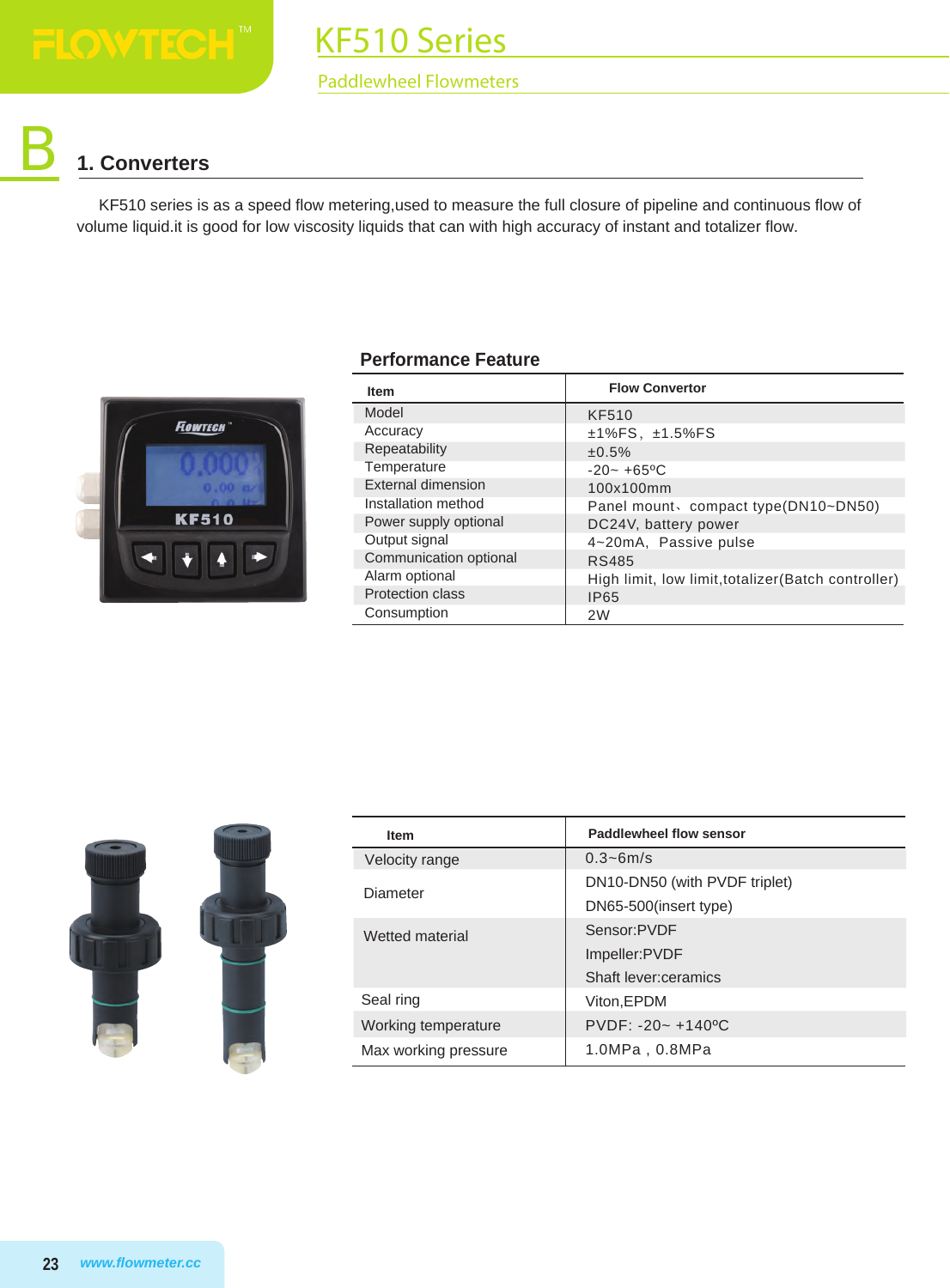# KF510 Series

## Paddlewheel Flowmeters

## B 1. Converters

KF510 series is as a speed flow metering,used to measure the full closure of pipeline and continuous flow of volume liquid.it is good for low viscosity liquids that can with high accuracy of instant and totalizer flow.

### Performance Feature

| Item | Flow Convertor |
|---|---|
| Model | KF510 |
| Accuracy | ±1%FS，±1.5%FS |
| Repeatability | ±0.5% |
| Temperature | -20~ +65ºC |
| External dimension | 100x100mm |
| Installation method | Panel mount、compact type(DN10~DN50) |
| Power supply optional | DC24V, battery power |
| Output signal | 4~20mA，Passive pulse |
| Communication optional | RS485 |
| Alarm optional | High limit, low limit,totalizer(Batch controller) |
| Protection class | IP65 |
| Consumption | 2W |

| Item | Paddlewheel flow sensor |
|---|---|
| Velocity range | 0.3~6m/s |
| Diameter | DN10-DN50 (with PVDF triplet)<br>DN65-500(insert type) |
| Wetted material | Sensor:PVDF<br>Impeller:PVDF<br>Shaft lever:ceramics |
| Seal ring | Viton,EPDM |
| Working temperature | PVDF: -20~ +140ºC |
| Max working pressure | 1.0MPa , 0.8MPa |

www.flowmeter.cc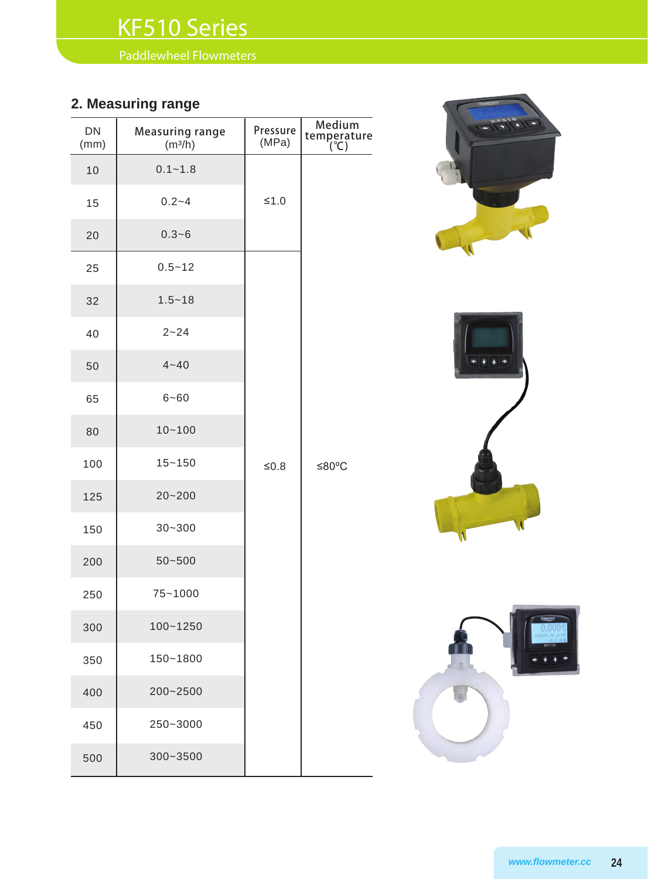## 2. Measuring range

| DN (mm) | Measuring range ($m^3/h$) | Pressure (MPa) | Medium temperature (℃) |
|---|---|---|---|
| 10 | 0.1~1.8 | ≤1.0 | ≤80ºC |
| 15 | 0.2~4 | | |
| 20 | 0.3~6 | | |
| 25 | 0.5~12 | ≤0.8 | |
| 32 | 1.5~18 | | |
| 40 | 2~24 | | |
| 50 | 4~40 | | |
| 65 | 6~60 | | |
| 80 | 10~100 | | |
| 100 | 15~150 | | |
| 125 | 20~200 | | |
| 150 | 30~300 | | |
| 200 | 50~500 | | |
| 250 | 75~1000 | | |
| 300 | 100~1250 | | |
| 350 | 150~1800 | | |
| 400 | 200~2500 | | |
| 450 | 250~3000 | | |
| 500 | 300~3500 | | |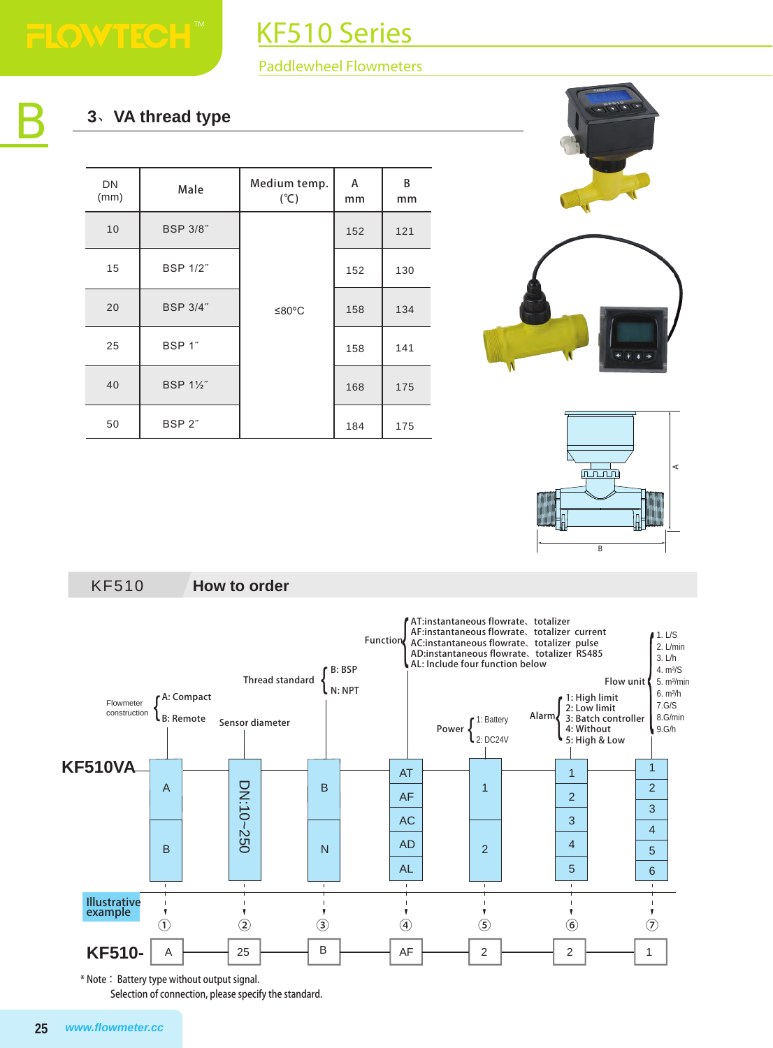# KF510 Series

## Paddlewheel Flowmeters

B

### 3、VA thread type

| DN (mm) | Male | Medium temp. (℃) | A mm | B mm |
|---|---|---|---|---|
| 10 | BSP 3/8˝ | ≤80°C | 152 | 121 |
| 15 | BSP 1/2˝ | | 152 | 130 |
| 20 | BSP 3/4˝ | | 158 | 134 |
| 25 | BSP 1˝ | | 158 | 141 |
| 40 | BSP 1½˝ | | 168 | 175 |
| 50 | BSP 2˝ | | 184 | 175 |

A

B

## KF510 How to order

**KF510VA**

- ① Flowmeter construction: A: Compact; B: Remote
- ② Sensor diameter: DN:10~250
- ③ Thread standard: B: BSP; N: NPT
- ④ Function:
  - AT: instantaneous flowrate、totalizer
  - AF: instantaneous flowrate、totalizer current
  - AC: instantaneous flowrate、totalizer pulse
  - AD: instantaneous flowrate、totalizer RS485
  - AL: Include four function below
- ⑤ Power: 1: Battery; 2: DC24V
- ⑥ Alarm: 1: High limit; 2: Low limit; 3: Batch controller; 4: Without; 5: High & Low
- ⑦ Flow unit: 1. L/S; 2. L/min; 3. L/h; 4. m³/S; 5. m³/min; 6. m³/h; 7.G/S; 8.G/min; 9.G/h

Illustrative example

**KF510-** A — 25 — B — AF — 2 — 2 — 1

\* Note：Battery type without output signal.
Selection of connection, please specify the standard.

www.flowmeter.cc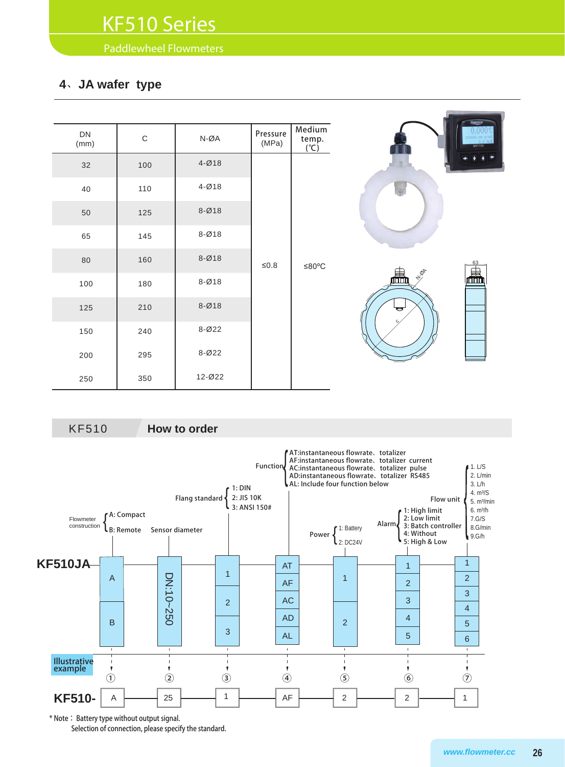# KF510 Series

Paddlewheel Flowmeters

## 4、JA wafer type

| DN (mm) | C | N-ØA | Pressure (MPa) | Medium temp. (℃) |
|---|---|---|---|---|
| 32 | 100 | 4-Ø18 | ≤0.8 | ≤80°C |
| 40 | 110 | 4-Ø18 | | |
| 50 | 125 | 8-Ø18 | | |
| 65 | 145 | 8-Ø18 | | |
| 80 | 160 | 8-Ø18 | | |
| 100 | 180 | 8-Ø18 | | |
| 125 | 210 | 8-Ø18 | | |
| 150 | 240 | 8-Ø22 | | |
| 200 | 295 | 8-Ø22 | | |
| 250 | 350 | 12-Ø22 | | |

## KF510 How to order

**KF510JA**

① Flowmeter construction:
- A: Compact
- B: Remote

② Sensor diameter: DN:10~250

③ Flang standard:
- 1: DIN
- 2: JIS 10K
- 3: ANSI 150#

④ Function:
- AT:instantaneous flowrate、totalizer
- AF:instantaneous flowrate、totalizer current
- AC:instantaneous flowrate、totalizer pulse
- AD:instantaneous flowrate、totalizer RS485
- AL: Include four function below

⑤ Power:
- 1: Battery
- 2: DC24V

⑥ Alarm:
- 1: High limit
- 2: Low limit
- 3: Batch controller
- 4: Without
- 5: High & Low

⑦ Flow unit:
1. L/S
2. L/min
3. L/h
4. $m^3/S$
5. $m^3/min$
6. $m^3/h$
7. G/S
8. G/min
9. G/h

**Illustrative example**

KF510- A — 25 — 1 — AF — 2 — 2 — 1

\* Note：Battery type without output signal.
Selection of connection, please specify the standard.

www.flowmeter.cc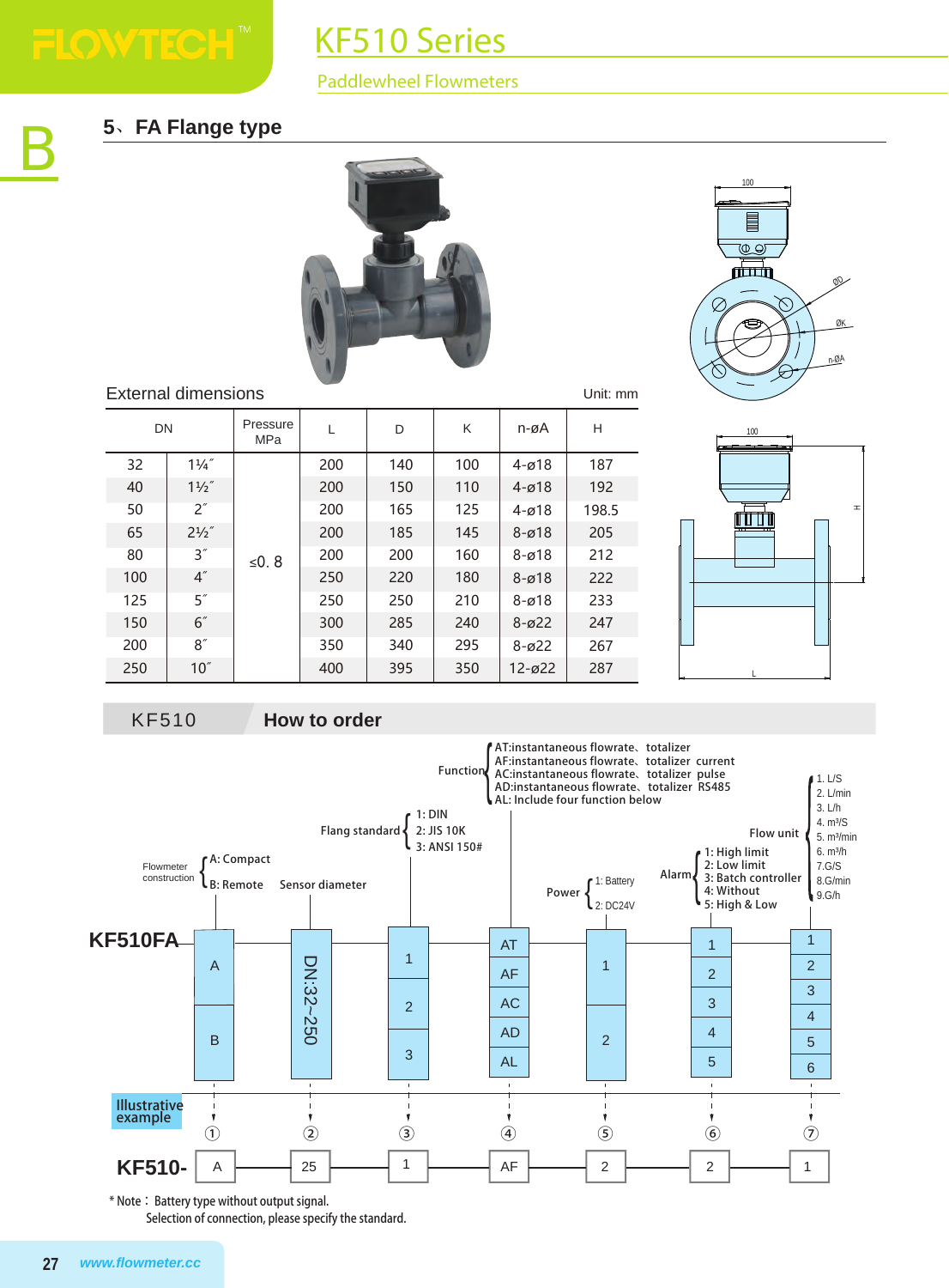# KF510 Series

Paddlewheel Flowmeters

B

## 5、FA Flange type

External dimensions — Unit: mm

| DN | | Pressure MPa | L | D | K | n-øA | H |
|---|---|---|---|---|---|---|---|
| 32 | 1¼˝ | ≤0. 8 | 200 | 140 | 100 | 4-ø18 | 187 |
| 40 | 1½˝ | | 200 | 150 | 110 | 4-ø18 | 192 |
| 50 | 2˝ | | 200 | 165 | 125 | 4-ø18 | 198.5 |
| 65 | 2½˝ | | 200 | 185 | 145 | 8-ø18 | 205 |
| 80 | 3˝ | | 200 | 200 | 160 | 8-ø18 | 212 |
| 100 | 4˝ | | 250 | 220 | 180 | 8-ø18 | 222 |
| 125 | 5˝ | | 250 | 250 | 210 | 8-ø18 | 233 |
| 150 | 6˝ | | 300 | 285 | 240 | 8-ø22 | 247 |
| 200 | 8˝ | | 350 | 340 | 295 | 8-ø22 | 267 |
| 250 | 10˝ | | 400 | 395 | 350 | 12-ø22 | 287 |

## KF510 How to order

**KF510FA**

1. Flowmeter construction: A: Compact; B: Remote
2. Sensor diameter: DN:32~250
3. Flang standard: 1: DIN; 2: JIS 10K; 3: ANSI 150#
4. Function:
   - AT: instantaneous flowrate、totalizer
   - AF: instantaneous flowrate、totalizer current
   - AC: instantaneous flowrate、totalizer pulse
   - AD: instantaneous flowrate、totalizer RS485
   - AL: Include four function below
5. Power: 1: Battery; 2: DC24V
6. Alarm: 1: High limit; 2: Low limit; 3: Batch controller; 4: Without; 5: High & Low
7. Flow unit: 1. L/S; 2. L/min; 3. L/h; 4. m³/S; 5. m³/min; 6. m³/h; 7.G/S; 8.G/min; 9.G/h

**Illustrative example**

KF510- A — 25 — 1 — AF — 2 — 2 — 1

\* Note：Battery type without output signal.
Selection of connection, please specify the standard.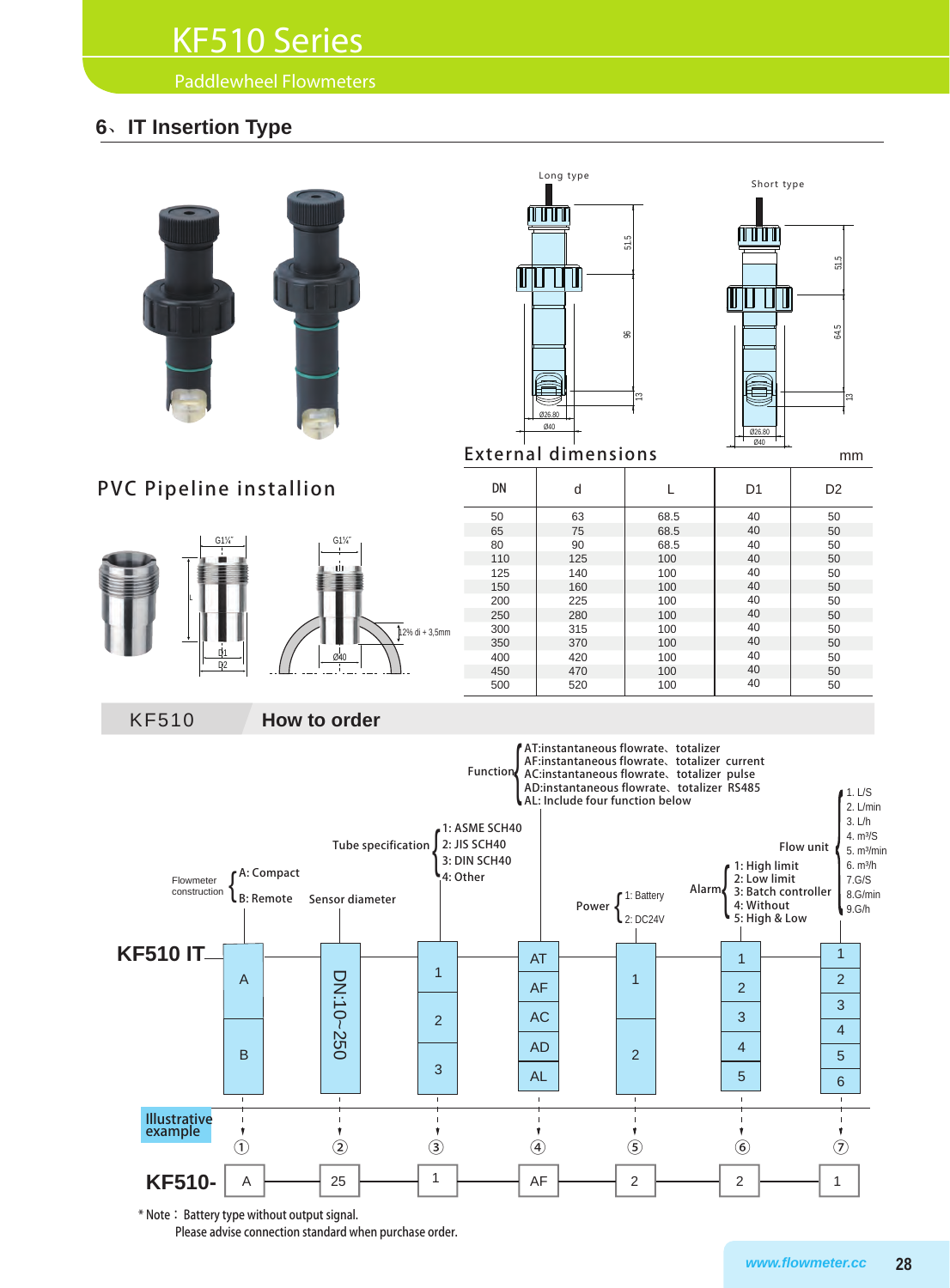# KF510 Series

Paddlewheel Flowmeters

## 6、IT Insertion Type

Long type

Short type

## External dimensions

mm

## PVC Pipeline installion

| DN | d | L | D1 | D2 |
|---|---|---|---|---|
| 50 | 63 | 68.5 | 40 | 50 |
| 65 | 75 | 68.5 | 40 | 50 |
| 80 | 90 | 68.5 | 40 | 50 |
| 110 | 125 | 100 | 40 | 50 |
| 125 | 140 | 100 | 40 | 50 |
| 150 | 160 | 100 | 40 | 50 |
| 200 | 225 | 100 | 40 | 50 |
| 250 | 280 | 100 | 40 | 50 |
| 300 | 315 | 100 | 40 | 50 |
| 350 | 370 | 100 | 40 | 50 |
| 400 | 420 | 100 | 40 | 50 |
| 450 | 470 | 100 | 40 | 50 |
| 500 | 520 | 100 | 40 | 50 |

## KF510 How to order

**KF510 IT**

1. Flowmeter construction: A: Compact; B: Remote
2. Sensor diameter: DN:10~250
3. Tube specification: 1: ASME SCH40; 2: JIS SCH40; 3: DIN SCH40; 4: Other
4. Function:
   - AT: instantaneous flowrate、totalizer
   - AF: instantaneous flowrate、totalizer current
   - AC: instantaneous flowrate、totalizer pulse
   - AD: instantaneous flowrate、totalizer RS485
   - AL: Include four function below
5. Power: 1: Battery; 2: DC24V
6. Alarm: 1: High limit; 2: Low limit; 3: Batch controller; 4: Without; 5: High & Low
7. Flow unit: 1. L/S; 2. L/min; 3. L/h; 4. $m^3/S$; 5. $m^3/min$; 6. $m^3/h$; 7. G/S; 8. G/min; 9. G/h

**Illustrative example**

KF510- A – 25 – 1 – AF – 2 – 2 – 1

* Note：Battery type without output signal.
Please advise connection standard when purchase order.

www.flowmeter.cc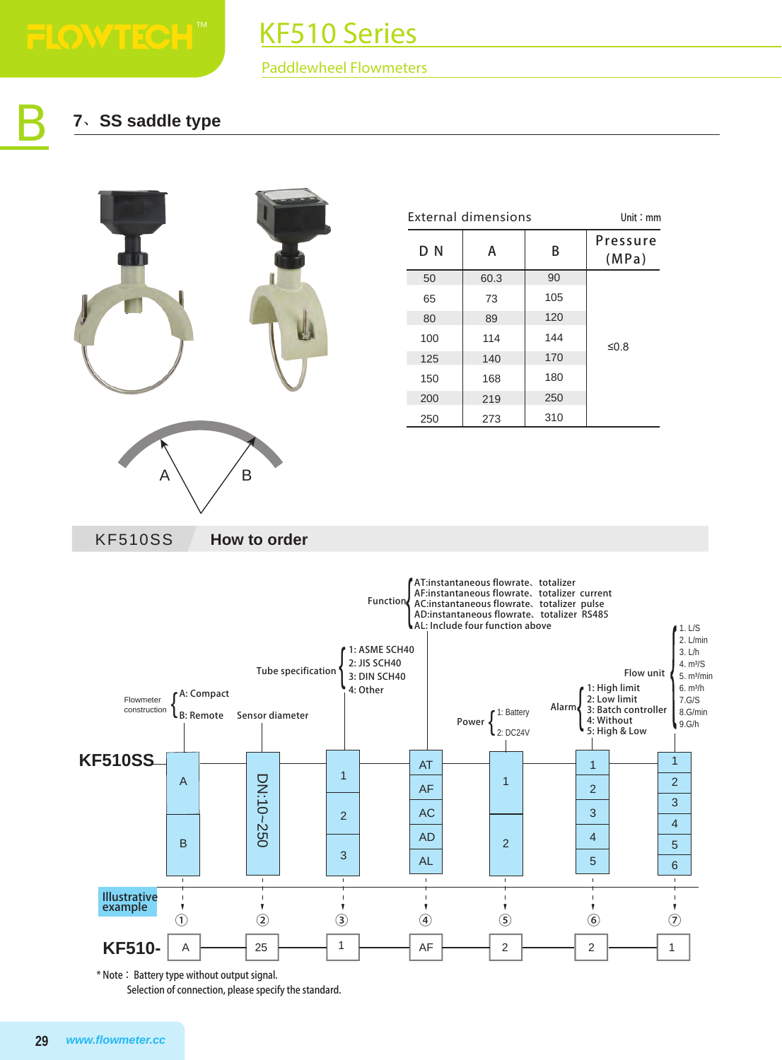# B

## 7、SS saddle type

A B

External dimensions — Unit：mm

| D N | A | B | Pressure (MPa) |
|---|---|---|---|
| 50 | 60.3 | 90 | ≤0.8 |
| 65 | 73 | 105 | |
| 80 | 89 | 120 | |
| 100 | 114 | 144 | |
| 125 | 140 | 170 | |
| 150 | 168 | 180 | |
| 200 | 219 | 250 | |
| 250 | 273 | 310 | |

## KF510SS How to order

**KF510SS**

| ① Flowmeter construction | ② Sensor diameter | ③ Tube specification | ④ Function | ⑤ Power | ⑥ Alarm | ⑦ Flow unit |
|---|---|---|---|---|---|---|
| A: Compact | DN:10~250 | 1: ASME SCH40 | AT:instantaneous flowrate、totalizer | 1: Battery | 1: High limit | 1. L/S |
| B: Remote | | 2: JIS SCH40 | AF:instantaneous flowrate、totalizer current | 2: DC24V | 2: Low limit | 2. L/min |
| | | 3: DIN SCH40 | AC:instantaneous flowrate、totalizer pulse | | 3: Batch controller | 3. L/h |
| | | 4: Other | AD:instantaneous flowrate、totalizer RS485 | | 4: Without | 4. $m^3/S$ |
| | | | AL: Include four function above | | 5: High & Low | 5. $m^3/min$ |
| | | | | | | 6. $m^3/h$ |
| | | | | | | 7.G/S |
| | | | | | | 8.G/min |
| | | | | | | 9.G/h |

Illustrative example

| ① | ② | ③ | ④ | ⑤ | ⑥ | ⑦ |
|---|---|---|---|---|---|---|
| KF510- A | 25 | 1 | AF | 2 | 2 | 1 |

* Note：Battery type without output signal.
Selection of connection, please specify the standard.

www.flowmeter.cc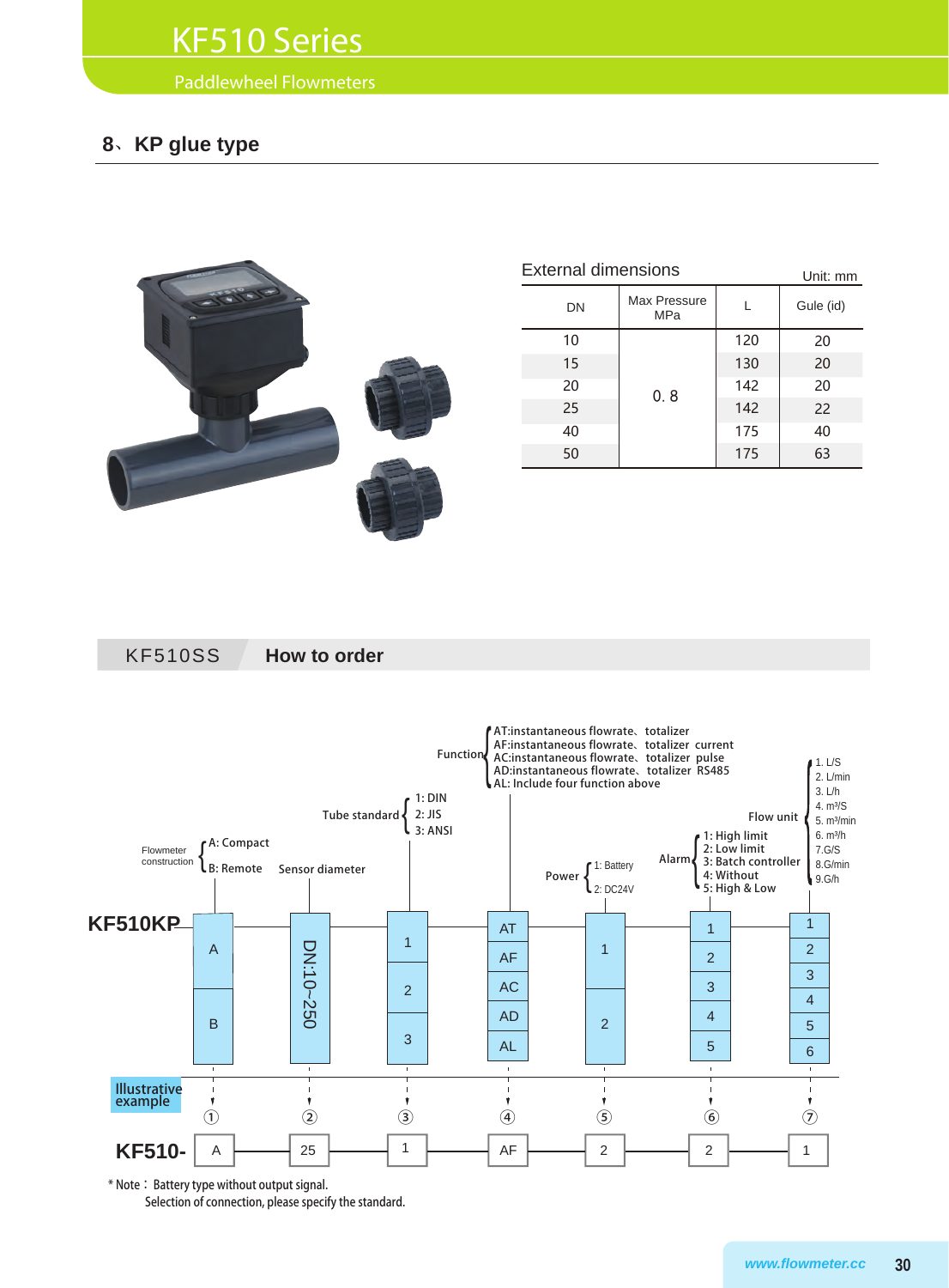## 8、KP glue type

External dimensions

Unit: mm

| DN | Max Pressure MPa | L | Gule (id) |
|---|---|---|---|
| 10 | 0. 8 | 120 | 20 |
| 15 | | 130 | 20 |
| 20 | | 142 | 20 |
| 25 | | 142 | 22 |
| 40 | | 175 | 40 |
| 50 | | 175 | 63 |

## KF510SS How to order

**KF510KP**

① Flowmeter construction:
- A: Compact
- B: Remote

② Sensor diameter: DN:10~250

③ Tube standard:
- 1: DIN
- 2: JIS
- 3: ANSI

④ Function:
- AT:instantaneous flowrate、totalizer
- AF:instantaneous flowrate、totalizer current
- AC:instantaneous flowrate、totalizer pulse
- AD:instantaneous flowrate、totalizer RS485
- AL: Include four function above

⑤ Power:
- 1: Battery
- 2: DC24V

⑥ Alarm:
- 1: High limit
- 2: Low limit
- 3: Batch controller
- 4: Without
- 5: High & Low

⑦ Flow unit:
1. L/S
2. L/min
3. L/h
4. $m^3/S$
5. $m^3/min$
6. $m^3/h$
7. G/S
8. G/min
9. G/h

Illustrative example

| | ① | ② | ③ | ④ | ⑤ | ⑥ | ⑦ |
|---|---|---|---|---|---|---|---|
| KF510- | A | 25 | 1 | AF | 2 | 2 | 1 |

\* Note： Battery type without output signal.
Selection of connection, please specify the standard.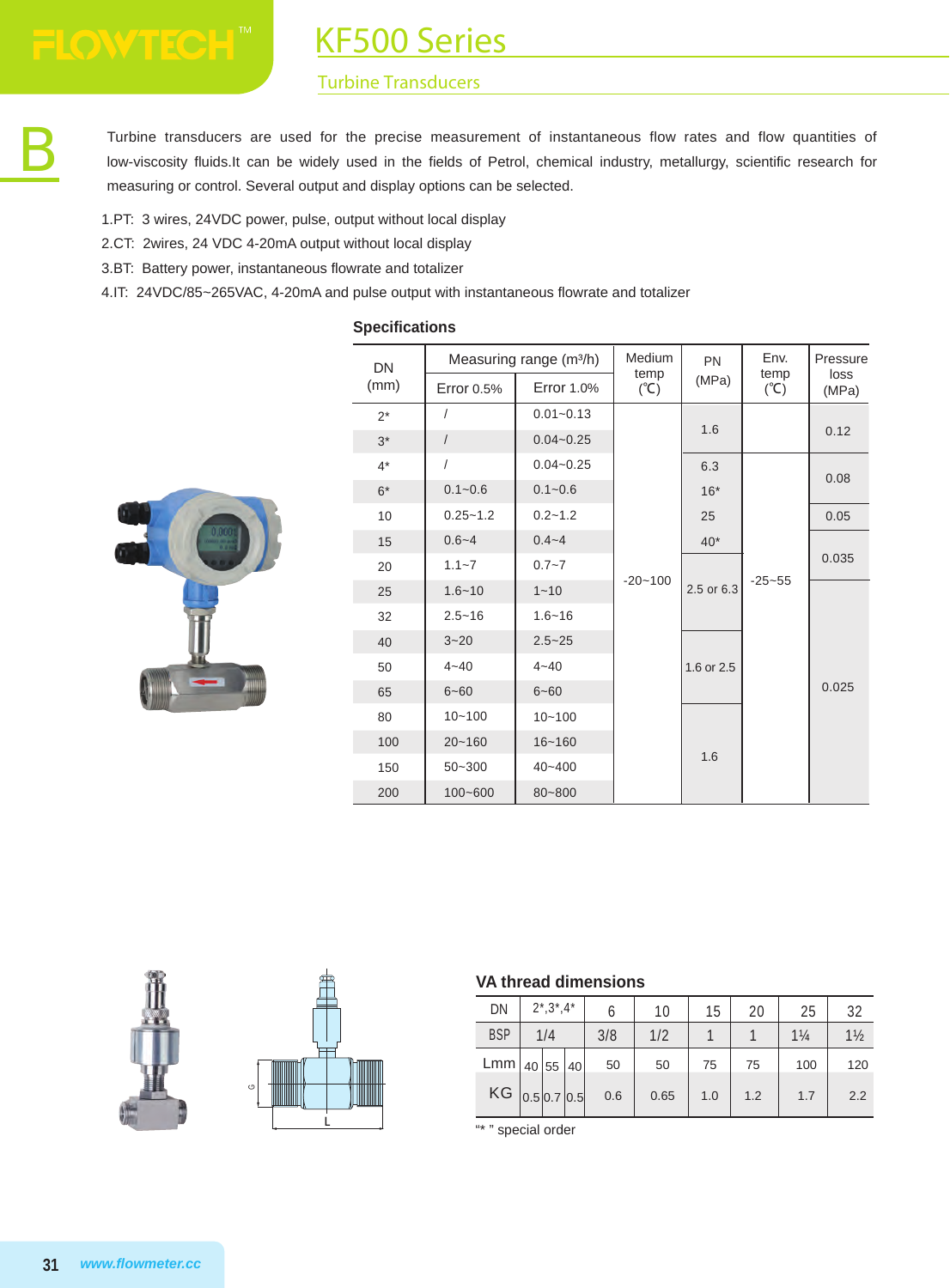# KF500 Series

## Turbine Transducers

Turbine transducers are used for the precise measurement of instantaneous flow rates and flow quantities of low-viscosity fluids.It can be widely used in the fields of Petrol, chemical industry, metallurgy, scientific research for measuring or control. Several output and display options can be selected.

1.PT: 3 wires, 24VDC power, pulse, output without local display
2.CT: 2wires, 24 VDC 4-20mA output without local display
3.BT: Battery power, instantaneous flowrate and totalizer
4.IT: 24VDC/85~265VAC, 4-20mA and pulse output with instantaneous flowrate and totalizer

### Specifications

| DN (mm) | Measuring range (m³/h) | | Medium temp (℃) | PN (MPa) | Env. temp (℃) | Pressure loss (MPa) |
|---|---|---|---|---|---|---|
| | Error 0.5% | Error 1.0% | | | | |
| 2* | / | 0.01~0.13 | -20~100 | 1.6 | | 0.12 |
| 3* | / | 0.04~0.25 | | | | |
| 4* | / | 0.04~0.25 | | 6.3 | -25~55 | 0.08 |
| 6* | 0.1~0.6 | 0.1~0.6 | | 16* | | |
| 10 | 0.25~1.2 | 0.2~1.2 | | 25 | | 0.05 |
| 15 | 0.6~4 | 0.4~4 | | 40* | | 0.035 |
| 20 | 1.1~7 | 0.7~7 | | 2.5 or 6.3 | | |
| 25 | 1.6~10 | 1~10 | | | | 0.025 |
| 32 | 2.5~16 | 1.6~16 | | | | |
| 40 | 3~20 | 2.5~25 | | 1.6 or 2.5 | | |
| 50 | 4~40 | 4~40 | | | | |
| 65 | 6~60 | 6~60 | | | | |
| 80 | 10~100 | 10~100 | | 1.6 | | |
| 100 | 20~160 | 16~160 | | | | |
| 150 | 50~300 | 40~400 | | | | |
| 200 | 100~600 | 80~800 | | | | |

### VA thread dimensions

| DN | 2*,3*,4* | | | 6 | 10 | 15 | 20 | 25 | 32 |
|---|---|---|---|---|---|---|---|---|---|
| BSP | 1/4 | | | 3/8 | 1/2 | 1 | 1 | 1¼ | 1½ |
| Lmm | 40 | 55 | 40 | 50 | 50 | 75 | 75 | 100 | 120 |
| KG | 0.5 | 0.7 | 0.5 | 0.6 | 0.65 | 1.0 | 1.2 | 1.7 | 2.2 |

"* " special order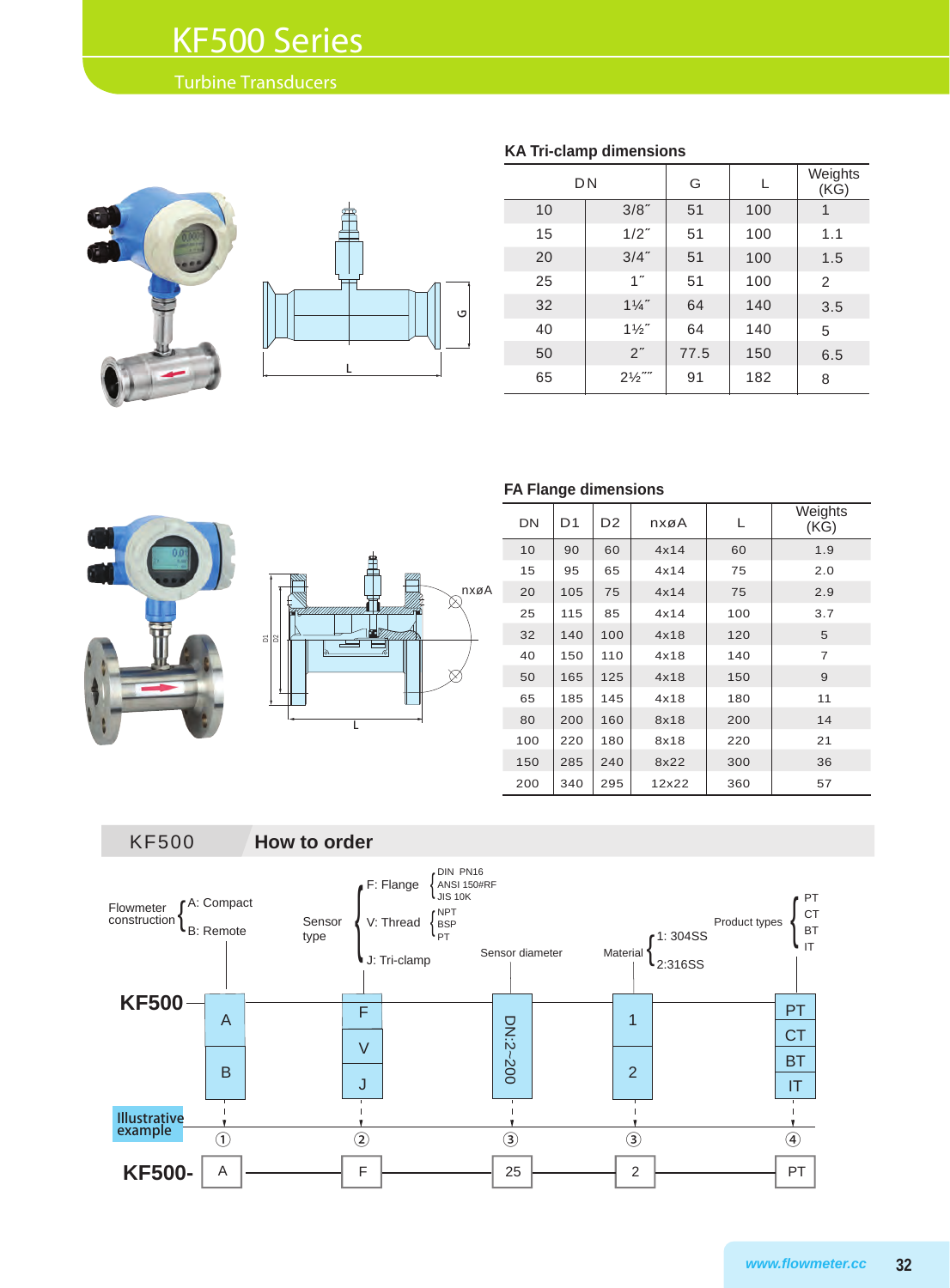# KF500 Series

Turbine Transducers

### KA Tri-clamp dimensions

| DN | | G | L | Weights (KG) |
|---|---|---|---|---|
| 10 | 3/8˝ | 51 | 100 | 1 |
| 15 | 1/2˝ | 51 | 100 | 1.1 |
| 20 | 3/4˝ | 51 | 100 | 1.5 |
| 25 | 1˝ | 51 | 100 | 2 |
| 32 | 1¼˝ | 64 | 140 | 3.5 |
| 40 | 1½˝ | 64 | 140 | 5 |
| 50 | 2˝ | 77.5 | 150 | 6.5 |
| 65 | 2½˝˝ | 91 | 182 | 8 |

### FA Flange dimensions

| DN | D1 | D2 | nxøA | L | Weights (KG) |
|---|---|---|---|---|---|
| 10 | 90 | 60 | 4x14 | 60 | 1.9 |
| 15 | 95 | 65 | 4x14 | 75 | 2.0 |
| 20 | 105 | 75 | 4x14 | 75 | 2.9 |
| 25 | 115 | 85 | 4x14 | 100 | 3.7 |
| 32 | 140 | 100 | 4x18 | 120 | 5 |
| 40 | 150 | 110 | 4x18 | 140 | 7 |
| 50 | 165 | 125 | 4x18 | 150 | 9 |
| 65 | 185 | 145 | 4x18 | 180 | 11 |
| 80 | 200 | 160 | 8x18 | 200 | 14 |
| 100 | 220 | 180 | 8x18 | 220 | 21 |
| 150 | 285 | 240 | 8x22 | 300 | 36 |
| 200 | 340 | 295 | 12x22 | 360 | 57 |

## KF500 How to order

- **Flowmeter construction**
  - A: Compact
  - B: Remote
- **Sensor type**
  - F: Flange (DIN PN16 / ANSI 150#RF / JIS 10K)
  - V: Thread (NPT / BSP / PT)
  - J: Tri-clamp
- **Sensor diameter**: DN:2~200
- **Material**
  - 1: 304SS
  - 2: 316SS
- **Product types**: PT / CT / BT / IT

| KF500 | A / B | F / V / J | DN:2~200 | 1 / 2 | PT / CT / BT / IT |
|---|---|---|---|---|---|

**Illustrative example**

| | ① | ② | ③ | ③ | ④ |
|---|---|---|---|---|---|
| KF500- | A | F | 25 | 2 | PT |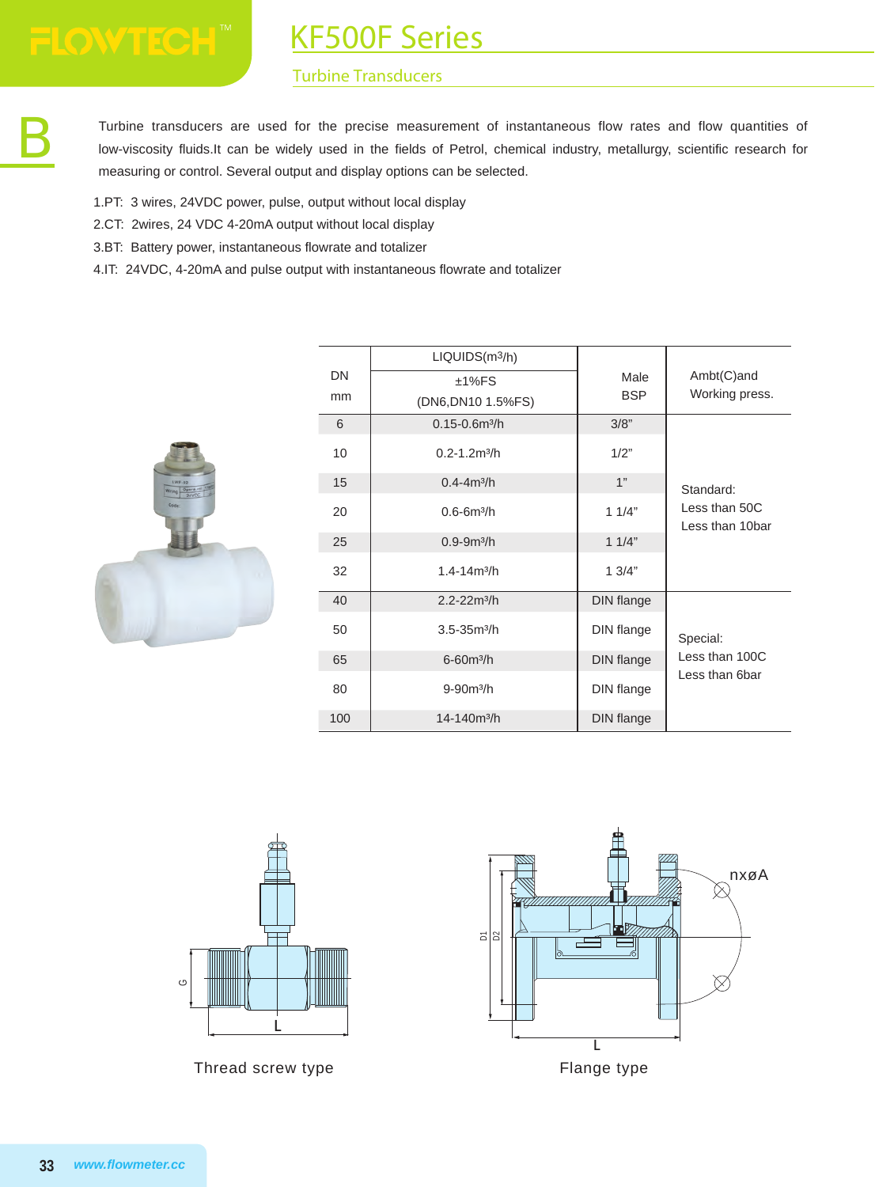# KF500F Series

## Turbine Transducers

Turbine transducers are used for the precise measurement of instantaneous flow rates and flow quantities of low-viscosity fluids.It can be widely used in the fields of Petrol, chemical industry, metallurgy, scientific research for measuring or control. Several output and display options can be selected.

1.PT: 3 wires, 24VDC power, pulse, output without local display
2.CT: 2wires, 24 VDC 4-20mA output without local display
3.BT: Battery power, instantaneous flowrate and totalizer
4.IT: 24VDC, 4-20mA and pulse output with instantaneous flowrate and totalizer

| DN mm | LIQUIDS($m^3$/h) ±1%FS (DN6,DN10 1.5%FS) | Male BSP | Ambt(C)and Working press. |
|---|---|---|---|
| 6 | 0.15-0.6$m^3$/h | 3/8" | Standard: Less than 50C Less than 10bar |
| 10 | 0.2-1.2$m^3$/h | 1/2" | |
| 15 | 0.4-4$m^3$/h | 1" | |
| 20 | 0.6-6$m^3$/h | 1 1/4" | |
| 25 | 0.9-9$m^3$/h | 1 1/4" | |
| 32 | 1.4-14$m^3$/h | 1 3/4" | |
| 40 | 2.2-22$m^3$/h | DIN flange | Special: Less than 100C Less than 6bar |
| 50 | 3.5-35$m^3$/h | DIN flange | |
| 65 | 6-60$m^3$/h | DIN flange | |
| 80 | 9-90$m^3$/h | DIN flange | |
| 100 | 14-140$m^3$/h | DIN flange | |

Thread screw type

Flange type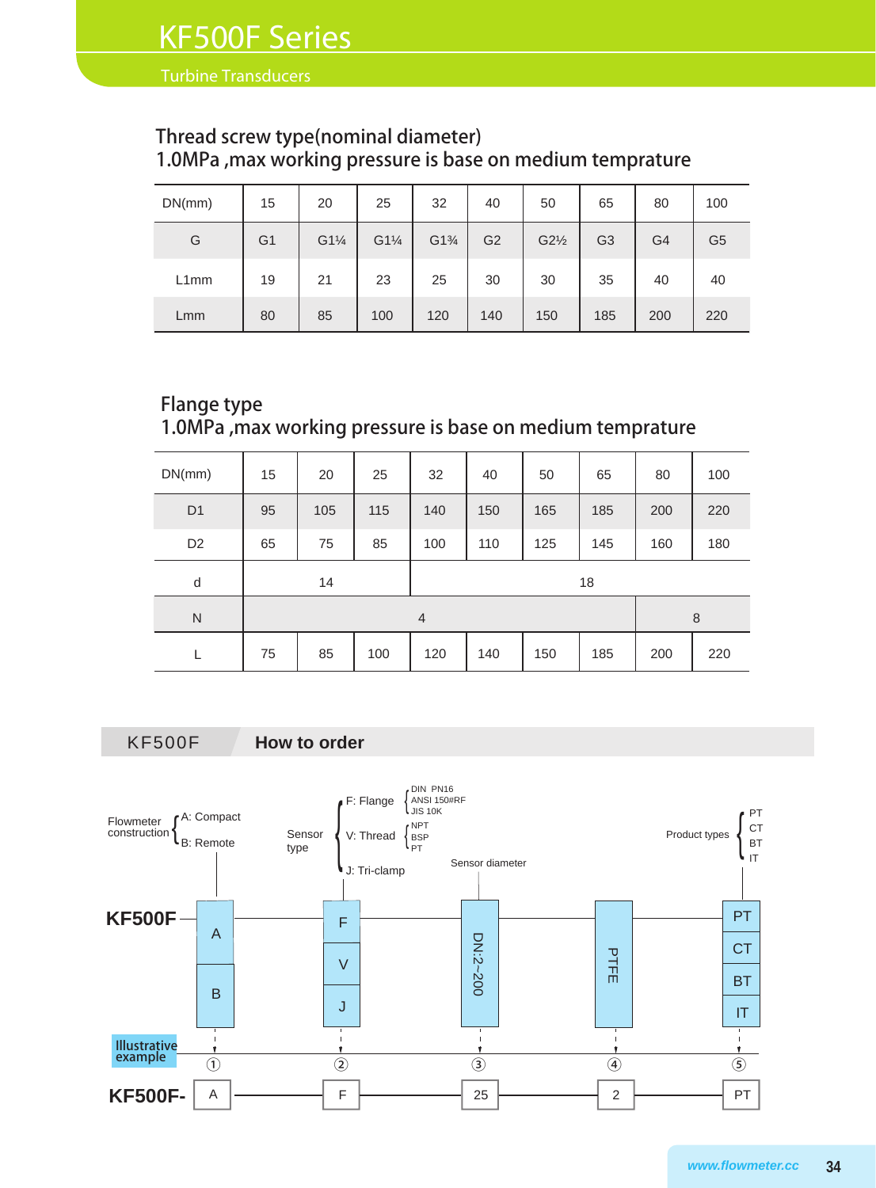# KF500F Series

Turbine Transducers

## Thread screw type(nominal diameter)

1.0MPa ,max working pressure is base on medium temprature

| DN(mm) | 15 | 20 | 25 | 32 | 40 | 50 | 65 | 80 | 100 |
|---|---|---|---|---|---|---|---|---|---|
| G | G1 | G1¼ | G1¼ | G1¾ | G2 | G2½ | G3 | G4 | G5 |
| L1mm | 19 | 21 | 23 | 25 | 30 | 30 | 35 | 40 | 40 |
| Lmm | 80 | 85 | 100 | 120 | 140 | 150 | 185 | 200 | 220 |

## Flange type

1.0MPa ,max working pressure is base on medium temprature

| DN(mm) | 15 | 20 | 25 | 32 | 40 | 50 | 65 | 80 | 100 |
|---|---|---|---|---|---|---|---|---|---|
| D1 | 95 | 105 | 115 | 140 | 150 | 165 | 185 | 200 | 220 |
| D2 | 65 | 75 | 85 | 100 | 110 | 125 | 145 | 160 | 180 |
| d | 14 | | | 18 | | | | | |
| N | 4 | | | | | | | 8 | |
| L | 75 | 85 | 100 | 120 | 140 | 150 | 185 | 200 | 220 |

## KF500F How to order

Flowmeter construction: A: Compact; B: Remote

Sensor type:
- F: Flange (DIN PN16, ANSI 150#RF, JIS 10K)
- V: Thread (NPT, BSP, PT)
- J: Tri-clamp

Sensor diameter

Product types: PT, CT, BT, IT

KF500F — A / B — F / V / J — DN:2~200 — PTFE — PT / CT / BT / IT

Illustrative example

① ② ③ ④ ⑤

KF500F- A — F — 25 — 2 — PT

www.flowmeter.cc